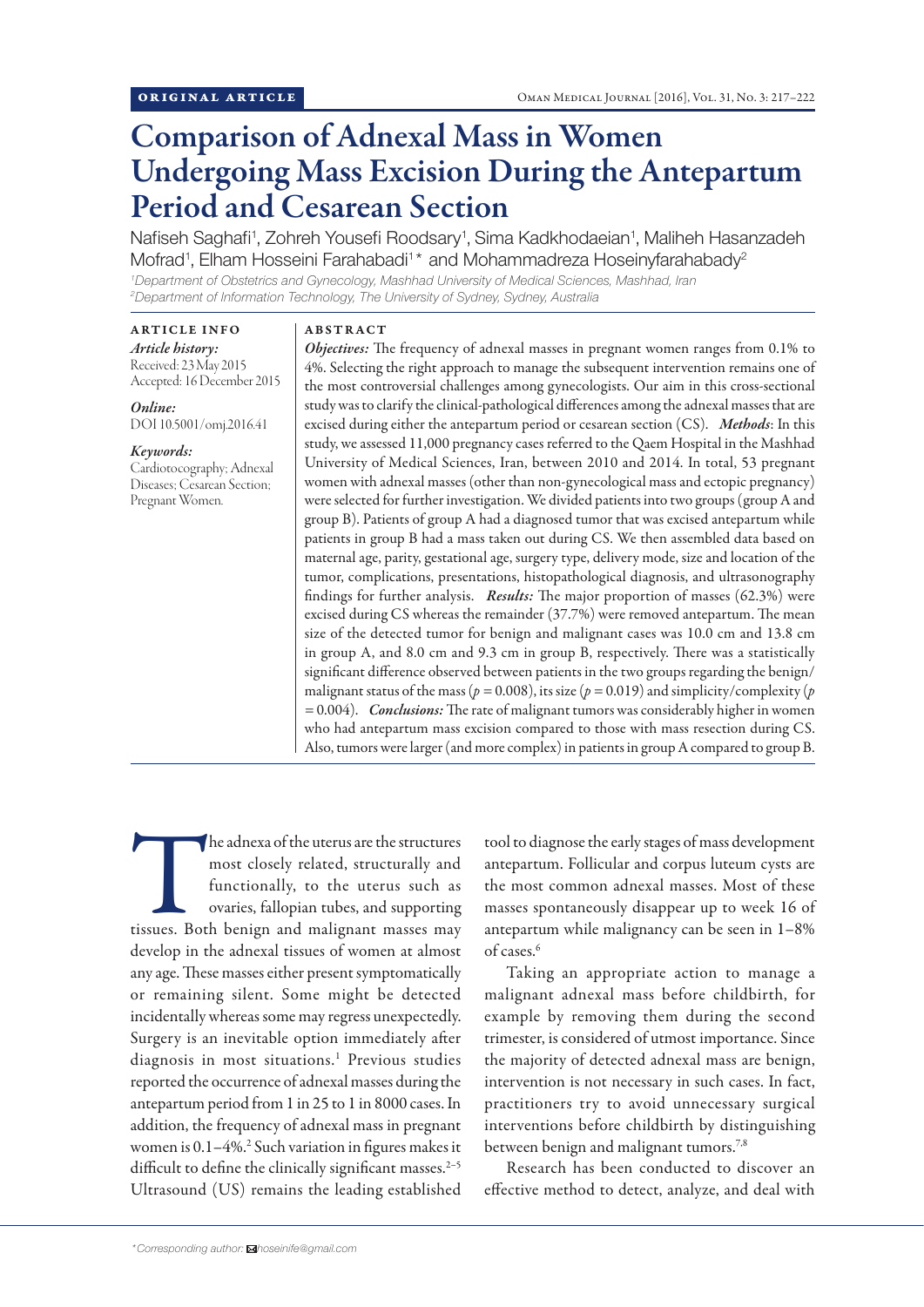ORIGINAL ARTICLE

# Comparison of Adnexal Mass in Women Undergoing Mass Excision During the Antepartum Period and Cesarean Section

Nafiseh Saghafi[1], Zohreh Yousefi Roodsary[1], Sima Kadkhodaeian[1], Maliheh Hasanzadeh Mofrad[1], Elham Hosseini Farahabadi[1]* and Mohammadreza Hoseinyfarahabady[2]

[1]*Department of Obstetrics and Gynecology, Mashhad University of Medical Sciences, Mashhad, Iran*
[2]*Department of Information Technology, The University of Sydney, Sydney, Australia*

**ARTICLE INFO**

***Article history:***
Received: 23 May 2015
Accepted: 16 December 2015

***Online:***
DOI 10.5001/omj.2016.41

***Keywords:***
Cardiotocography; Adnexal Diseases; Cesarean Section; Pregnant Women.

**ABSTRACT**

***Objectives:*** The frequency of adnexal masses in pregnant women ranges from 0.1% to 4%. Selecting the right approach to manage the subsequent intervention remains one of the most controversial challenges among gynecologists. Our aim in this cross-sectional study was to clarify the clinical-pathological differences among the adnexal masses that are excised during either the antepartum period or cesarean section (CS). ***Methods***: In this study, we assessed 11,000 pregnancy cases referred to the Qaem Hospital in the Mashhad University of Medical Sciences, Iran, between 2010 and 2014. In total, 53 pregnant women with adnexal masses (other than non-gynecological mass and ectopic pregnancy) were selected for further investigation. We divided patients into two groups (group A and group B). Patients of group A had a diagnosed tumor that was excised antepartum while patients in group B had a mass taken out during CS. We then assembled data based on maternal age, parity, gestational age, surgery type, delivery mode, size and location of the tumor, complications, presentations, histopathological diagnosis, and ultrasonography findings for further analysis. ***Results:*** The major proportion of masses (62.3%) were excised during CS whereas the remainder (37.7%) were removed antepartum. The mean size of the detected tumor for benign and malignant cases was 10.0 cm and 13.8 cm in group A, and 8.0 cm and 9.3 cm in group B, respectively. There was a statistically significant difference observed between patients in the two groups regarding the benign/malignant status of the mass ($p = 0.008$), its size ($p = 0.019$) and simplicity/complexity ($p = 0.004$). ***Conclusions:*** The rate of malignant tumors was considerably higher in women who had antepartum mass excision compared to those with mass resection during CS. Also, tumors were larger (and more complex) in patients in group A compared to group B.

The adnexa of the uterus are the structures most closely related, structurally and functionally, to the uterus such as ovaries, fallopian tubes, and supporting tissues. Both benign and malignant masses may develop in the adnexal tissues of women at almost any age. These masses either present symptomatically or remaining silent. Some might be detected incidentally whereas some may regress unexpectedly. Surgery is an inevitable option immediately after diagnosis in most situations.[1] Previous studies reported the occurrence of adnexal masses during the antepartum period from 1 in 25 to 1 in 8000 cases. In addition, the frequency of adnexal mass in pregnant women is 0.1–4%.[2] Such variation in figures makes it difficult to define the clinically significant masses.[2–5] Ultrasound (US) remains the leading established tool to diagnose the early stages of mass development antepartum. Follicular and corpus luteum cysts are the most common adnexal masses. Most of these masses spontaneously disappear up to week 16 of antepartum while malignancy can be seen in 1–8% of cases.[6]

Taking an appropriate action to manage a malignant adnexal mass before childbirth, for example by removing them during the second trimester, is considered of utmost importance. Since the majority of detected adnexal mass are benign, intervention is not necessary in such cases. In fact, practitioners try to avoid unnecessary surgical interventions before childbirth by distinguishing between benign and malignant tumors.[7,8]

Research has been conducted to discover an effective method to detect, analyze, and deal with

*Corresponding author: hoseinife@gmail.com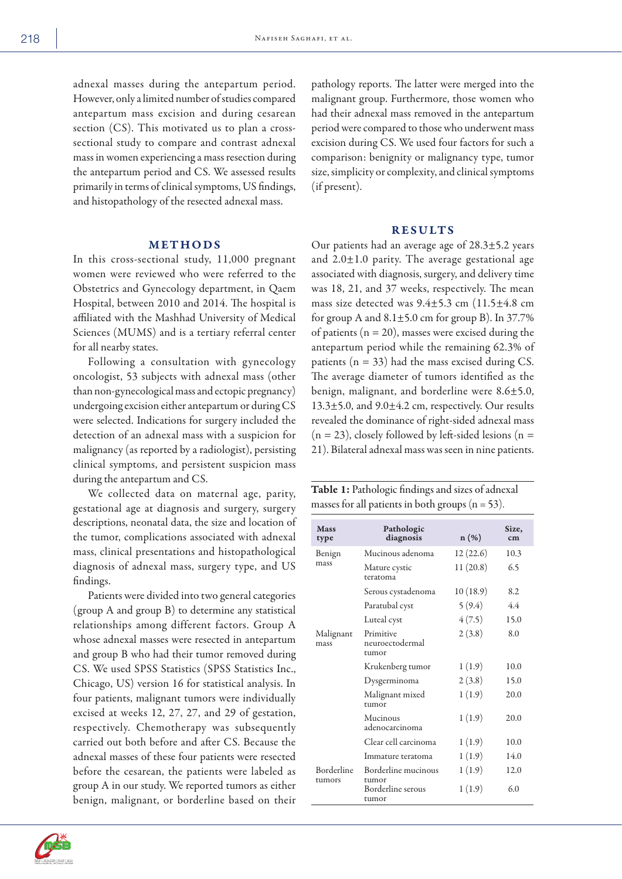adnexal masses during the antepartum period. However, only a limited number of studies compared antepartum mass excision and during cesarean section (CS). This motivated us to plan a cross-sectional study to compare and contrast adnexal mass in women experiencing a mass resection during the antepartum period and CS. We assessed results primarily in terms of clinical symptoms, US findings, and histopathology of the resected adnexal mass.

## METHODS

In this cross-sectional study, 11,000 pregnant women were reviewed who were referred to the Obstetrics and Gynecology department, in Qaem Hospital, between 2010 and 2014. The hospital is affiliated with the Mashhad University of Medical Sciences (MUMS) and is a tertiary referral center for all nearby states.

Following a consultation with gynecology oncologist, 53 subjects with adnexal mass (other than non-gynecological mass and ectopic pregnancy) undergoing excision either antepartum or during CS were selected. Indications for surgery included the detection of an adnexal mass with a suspicion for malignancy (as reported by a radiologist), persisting clinical symptoms, and persistent suspicion mass during the antepartum and CS.

We collected data on maternal age, parity, gestational age at diagnosis and surgery, surgery descriptions, neonatal data, the size and location of the tumor, complications associated with adnexal mass, clinical presentations and histopathological diagnosis of adnexal mass, surgery type, and US findings.

Patients were divided into two general categories (group A and group B) to determine any statistical relationships among different factors. Group A whose adnexal masses were resected in antepartum and group B who had their tumor removed during CS. We used SPSS Statistics (SPSS Statistics Inc., Chicago, US) version 16 for statistical analysis. In four patients, malignant tumors were individually excised at weeks 12, 27, 27, and 29 of gestation, respectively. Chemotherapy was subsequently carried out both before and after CS. Because the adnexal masses of these four patients were resected before the cesarean, the patients were labeled as group A in our study. We reported tumors as either benign, malignant, or borderline based on their pathology reports. The latter were merged into the malignant group. Furthermore, those women who had their adnexal mass removed in the antepartum period were compared to those who underwent mass excision during CS. We used four factors for such a comparison: benignity or malignancy type, tumor size, simplicity or complexity, and clinical symptoms (if present).

## RESULTS

Our patients had an average age of 28.3±5.2 years and 2.0±1.0 parity. The average gestational age associated with diagnosis, surgery, and delivery time was 18, 21, and 37 weeks, respectively. The mean mass size detected was 9.4±5.3 cm (11.5±4.8 cm for group A and 8.1±5.0 cm for group B). In 37.7% of patients (n = 20), masses were excised during the antepartum period while the remaining 62.3% of patients (n = 33) had the mass excised during CS. The average diameter of tumors identified as the benign, malignant, and borderline were 8.6±5.0, 13.3±5.0, and 9.0±4.2 cm, respectively. Our results revealed the dominance of right-sided adnexal mass (n = 23), closely followed by left-sided lesions (n = 21). Bilateral adnexal mass was seen in nine patients.

**Table 1:** Pathologic findings and sizes of adnexal masses for all patients in both groups (n = 53).

| Mass type | Pathologic diagnosis | n (%) | Size, cm |
|---|---|---|---|
| Benign mass | Mucinous adenoma | 12 (22.6) | 10.3 |
| | Mature cystic teratoma | 11 (20.8) | 6.5 |
| | Serous cystadenoma | 10 (18.9) | 8.2 |
| | Paratubal cyst | 5 (9.4) | 4.4 |
| | Luteal cyst | 4 (7.5) | 15.0 |
| Malignant mass | Primitive neuroectodermal tumor | 2 (3.8) | 8.0 |
| | Krukenberg tumor | 1 (1.9) | 10.0 |
| | Dysgerminoma | 2 (3.8) | 15.0 |
| | Malignant mixed tumor | 1 (1.9) | 20.0 |
| | Mucinous adenocarcinoma | 1 (1.9) | 20.0 |
| | Clear cell carcinoma | 1 (1.9) | 10.0 |
| | Immature teratoma | 1 (1.9) | 14.0 |
| Borderline tumors | Borderline mucinous tumor | 1 (1.9) | 12.0 |
| | Borderline serous tumor | 1 (1.9) | 6.0 |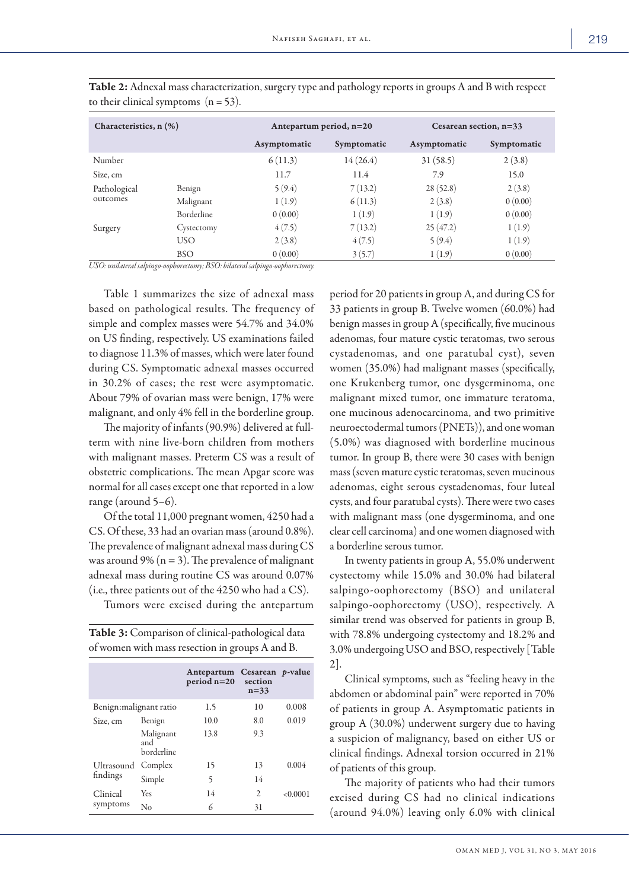**Table 2:** Adnexal mass characterization, surgery type and pathology reports in groups A and B with respect to their clinical symptoms (n = 53).

| Characteristics, n (%) | | Antepartum period, n=20 | | Cesarean section, n=33 | |
|---|---|---|---|---|---|
| | | Asymptomatic | Symptomatic | Asymptomatic | Symptomatic |
| Number | | 6 (11.3) | 14 (26.4) | 31 (58.5) | 2 (3.8) |
| Size, cm | | 11.7 | 11.4 | 7.9 | 15.0 |
| Pathological outcomes | Benign | 5 (9.4) | 7 (13.2) | 28 (52.8) | 2 (3.8) |
| | Malignant | 1 (1.9) | 6 (11.3) | 2 (3.8) | 0 (0.00) |
| | Borderline | 0 (0.00) | 1 (1.9) | 1 (1.9) | 0 (0.00) |
| Surgery | Cystectomy | 4 (7.5) | 7 (13.2) | 25 (47.2) | 1 (1.9) |
| | USO | 2 (3.8) | 4 (7.5) | 5 (9.4) | 1 (1.9) |
| | BSO | 0 (0.00) | 3 (5.7) | 1 (1.9) | 0 (0.00) |

*USO: unilateral salpingo-oophorectomy; BSO: bilateral salpingo-oophorectomy.*

Table 1 summarizes the size of adnexal mass based on pathological results. The frequency of simple and complex masses were 54.7% and 34.0% on US finding, respectively. US examinations failed to diagnose 11.3% of masses, which were later found during CS. Symptomatic adnexal masses occurred in 30.2% of cases; the rest were asymptomatic. About 79% of ovarian mass were benign, 17% were malignant, and only 4% fell in the borderline group.

The majority of infants (90.9%) delivered at full-term with nine live-born children from mothers with malignant masses. Preterm CS was a result of obstetric complications. The mean Apgar score was normal for all cases except one that reported in a low range (around 5–6).

Of the total 11,000 pregnant women, 4250 had a CS. Of these, 33 had an ovarian mass (around 0.8%). The prevalence of malignant adnexal mass during CS was around 9% (n = 3). The prevalence of malignant adnexal mass during routine CS was around 0.07% (i.e., three patients out of the 4250 who had a CS).

Tumors were excised during the antepartum period for 20 patients in group A, and during CS for 33 patients in group B. Twelve women (60.0%) had benign masses in group A (specifically, five mucinous adenomas, four mature cystic teratomas, two serous cystadenomas, and one paratubal cyst), seven women (35.0%) had malignant masses (specifically, one Krukenberg tumor, one dysgerminoma, one malignant mixed tumor, one immature teratoma, one mucinous adenocarcinoma, and two primitive neuroectodermal tumors (PNETs)), and one woman (5.0%) was diagnosed with borderline mucinous tumor. In group B, there were 30 cases with benign mass (seven mature cystic teratomas, seven mucinous adenomas, eight serous cystadenomas, four luteal cysts, and four paratubal cysts). There were two cases with malignant mass (one dysgerminoma, and one clear cell carcinoma) and one women diagnosed with a borderline serous tumor.

In twenty patients in group A, 55.0% underwent cystectomy while 15.0% and 30.0% had bilateral salpingo-oophorectomy (BSO) and unilateral salpingo-oophorectomy (USO), respectively. A similar trend was observed for patients in group B, with 78.8% undergoing cystectomy and 18.2% and 3.0% undergoing USO and BSO, respectively [Table 2].

Clinical symptoms, such as "feeling heavy in the abdomen or abdominal pain" were reported in 70% of patients in group A. Asymptomatic patients in group A (30.0%) underwent surgery due to having a suspicion of malignancy, based on either US or clinical findings. Adnexal torsion occurred in 21% of patients of this group.

The majority of patients who had their tumors excised during CS had no clinical indications (around 94.0%) leaving only 6.0% with clinical

**Table 3:** Comparison of clinical-pathological data of women with mass resection in groups A and B.

| | | Antepartum period n=20 | Cesarean section n=33 | *p*-value |
|---|---|---|---|---|
| Benign:malignant ratio | | 1.5 | 10 | 0.008 |
| Size, cm | Benign | 10.0 | 8.0 | 0.019 |
| | Malignant and borderline | 13.8 | 9.3 | |
| Ultrasound findings | Complex | 15 | 13 | 0.004 |
| | Simple | 5 | 14 | |
| Clinical symptoms | Yes | 14 | 2 | <0.0001 |
| | No | 6 | 31 | |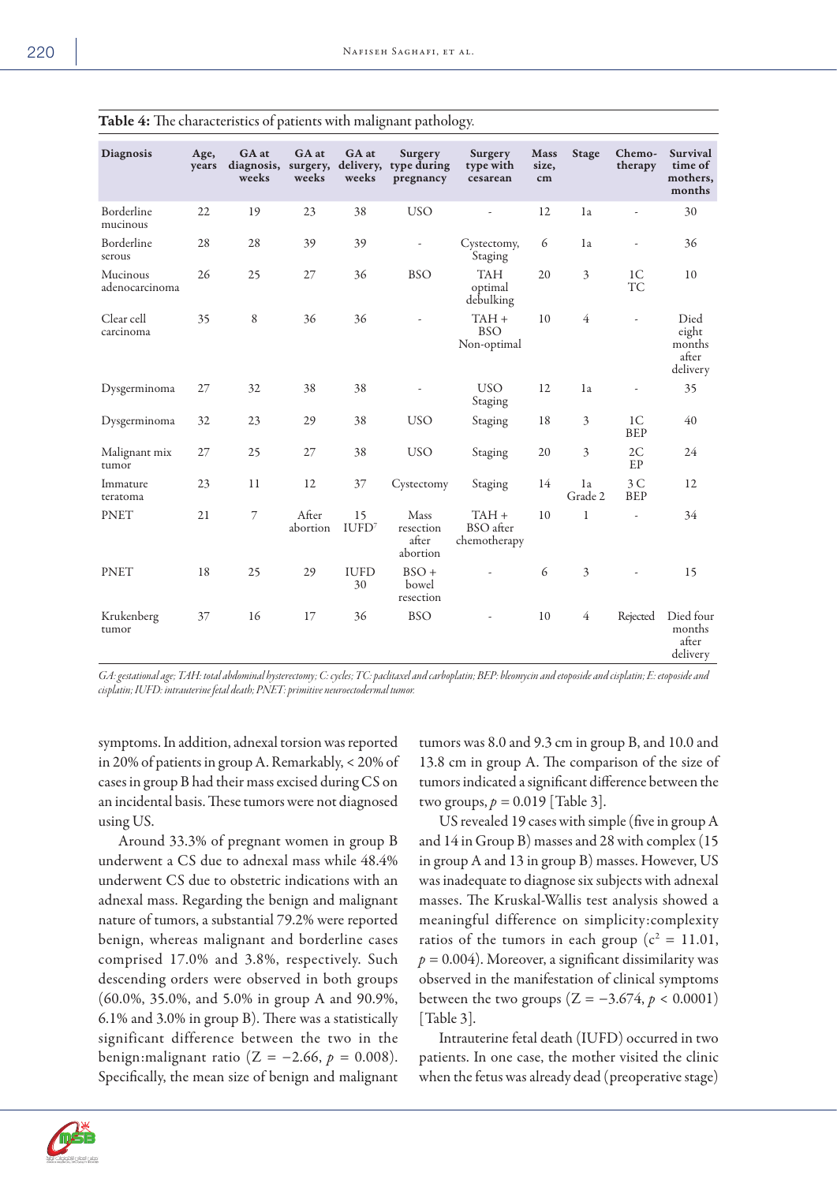**Table 4:** The characteristics of patients with malignant pathology.

| Diagnosis | Age, years | GA at diagnosis, weeks | GA at surgery, weeks | GA at delivery, weeks | Surgery type during pregnancy | Surgery type with cesarean | Mass size, cm | Stage | Chemo-therapy | Survival time of mothers, months |
|---|---|---|---|---|---|---|---|---|---|---|
| Borderline mucinous | 22 | 19 | 23 | 38 | USO | - | 12 | 1a | - | 30 |
| Borderline serous | 28 | 28 | 39 | 39 | - | Cystectomy, Staging | 6 | 1a | - | 36 |
| Mucinous adenocarcinoma | 26 | 25 | 27 | 36 | BSO | TAH optimal debulking | 20 | 3 | 1C TC | 10 |
| Clear cell carcinoma | 35 | 8 | 36 | 36 | - | TAH + BSO Non-optimal | 10 | 4 | - | Died eight months after delivery |
| Dysgerminoma | 27 | 32 | 38 | 38 | - | USO Staging | 12 | 1a | - | 35 |
| Dysgerminoma | 32 | 23 | 29 | 38 | USO | Staging | 18 | 3 | 1C BEP | 40 |
| Malignant mix tumor | 27 | 25 | 27 | 38 | USO | Staging | 20 | 3 | 2C EP | 24 |
| Immature teratoma | 23 | 11 | 12 | 37 | Cystectomy | Staging | 14 | 1a Grade 2 | 3 C BEP | 12 |
| PNET | 21 | 7 | After abortion | 15 IUFD[7] | Mass resection after abortion | TAH + BSO after chemotherapy | 10 | 1 | - | 34 |
| PNET | 18 | 25 | 29 | IUFD 30 | BSO + bowel resection | - | 6 | 3 | - | 15 |
| Krukenberg tumor | 37 | 16 | 17 | 36 | BSO | - | 10 | 4 | Rejected | Died four months after delivery |

*GA: gestational age; TAH: total abdominal hysterectomy; C: cycles; TC: paclitaxel and carboplatin; BEP: bleomycin and etoposide and cisplatin; E: etoposide and cisplatin; IUFD: intrauterine fetal death; PNET: primitive neuroectodermal tumor.*

symptoms. In addition, adnexal torsion was reported in 20% of patients in group A. Remarkably, < 20% of cases in group B had their mass excised during CS on an incidental basis. These tumors were not diagnosed using US.

Around 33.3% of pregnant women in group B underwent a CS due to adnexal mass while 48.4% underwent CS due to obstetric indications with an adnexal mass. Regarding the benign and malignant nature of tumors, a substantial 79.2% were reported benign, whereas malignant and borderline cases comprised 17.0% and 3.8%, respectively. Such descending orders were observed in both groups (60.0%, 35.0%, and 5.0% in group A and 90.9%, 6.1% and 3.0% in group B). There was a statistically significant difference between the two in the benign:malignant ratio ($Z = -2.66$, $p = 0.008$). Specifically, the mean size of benign and malignant tumors was 8.0 and 9.3 cm in group B, and 10.0 and 13.8 cm in group A. The comparison of the size of tumors indicated a significant difference between the two groups, $p = 0.019$ [Table 3].

US revealed 19 cases with simple (five in group A and 14 in Group B) masses and 28 with complex (15 in group A and 13 in group B) masses. However, US was inadequate to diagnose six subjects with adnexal masses. The Kruskal-Wallis test analysis showed a meaningful difference on simplicity:complexity ratios of the tumors in each group ($c^2 = 11.01$, $p = 0.004$). Moreover, a significant dissimilarity was observed in the manifestation of clinical symptoms between the two groups ($Z = -3.674$, $p < 0.0001$) [Table 3].

Intrauterine fetal death (IUFD) occurred in two patients. In one case, the mother visited the clinic when the fetus was already dead (preoperative stage)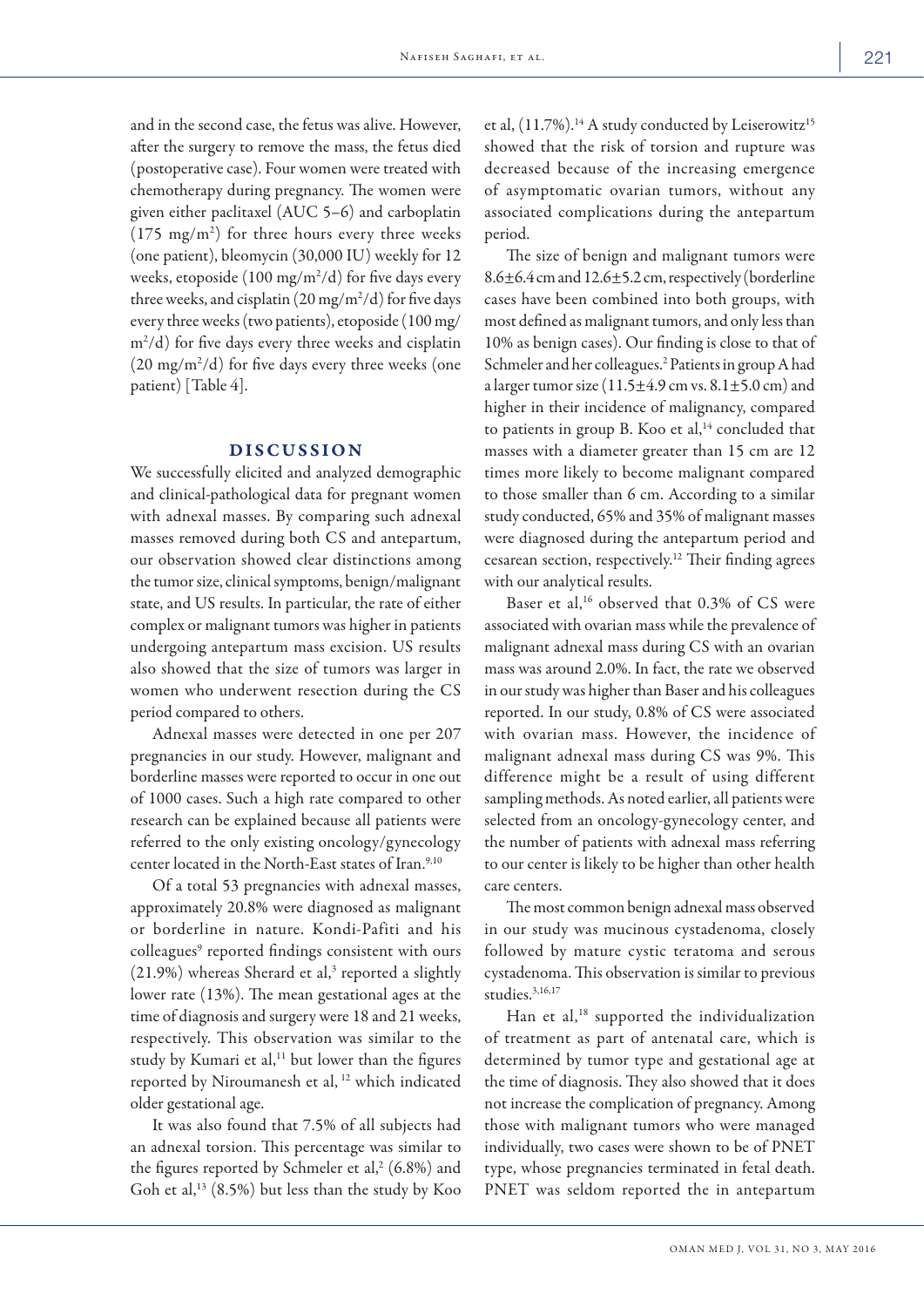and in the second case, the fetus was alive. However, after the surgery to remove the mass, the fetus died (postoperative case). Four women were treated with chemotherapy during pregnancy. The women were given either paclitaxel (AUC 5–6) and carboplatin (175 mg/m$^2$) for three hours every three weeks (one patient), bleomycin (30,000 IU) weekly for 12 weeks, etoposide (100 mg/m$^2$/d) for five days every three weeks, and cisplatin (20 mg/m$^2$/d) for five days every three weeks (two patients), etoposide (100 mg/m$^2$/d) for five days every three weeks and cisplatin (20 mg/m$^2$/d) for five days every three weeks (one patient) [Table 4].

## DISCUSSION

We successfully elicited and analyzed demographic and clinical-pathological data for pregnant women with adnexal masses. By comparing such adnexal masses removed during both CS and antepartum, our observation showed clear distinctions among the tumor size, clinical symptoms, benign/malignant state, and US results. In particular, the rate of either complex or malignant tumors was higher in patients undergoing antepartum mass excision. US results also showed that the size of tumors was larger in women who underwent resection during the CS period compared to others.

Adnexal masses were detected in one per 207 pregnancies in our study. However, malignant and borderline masses were reported to occur in one out of 1000 cases. Such a high rate compared to other research can be explained because all patients were referred to the only existing oncology/gynecology center located in the North-East states of Iran.[9,10]

Of a total 53 pregnancies with adnexal masses, approximately 20.8% were diagnosed as malignant or borderline in nature. Kondi-Pafiti and his colleagues[9] reported findings consistent with ours (21.9%) whereas Sherard et al,[3] reported a slightly lower rate (13%). The mean gestational ages at the time of diagnosis and surgery were 18 and 21 weeks, respectively. This observation was similar to the study by Kumari et al,[11] but lower than the figures reported by Niroumanesh et al, [12] which indicated older gestational age.

It was also found that 7.5% of all subjects had an adnexal torsion. This percentage was similar to the figures reported by Schmeler et al,[2] (6.8%) and Goh et al,[13] (8.5%) but less than the study by Koo et al, (11.7%).[14] A study conducted by Leiserowitz[15] showed that the risk of torsion and rupture was decreased because of the increasing emergence of asymptomatic ovarian tumors, without any associated complications during the antepartum period.

The size of benign and malignant tumors were 8.6±6.4 cm and 12.6±5.2 cm, respectively (borderline cases have been combined into both groups, with most defined as malignant tumors, and only less than 10% as benign cases). Our finding is close to that of Schmeler and her colleagues.[2] Patients in group A had a larger tumor size (11.5±4.9 cm vs. 8.1±5.0 cm) and higher in their incidence of malignancy, compared to patients in group B. Koo et al,[14] concluded that masses with a diameter greater than 15 cm are 12 times more likely to become malignant compared to those smaller than 6 cm. According to a similar study conducted, 65% and 35% of malignant masses were diagnosed during the antepartum period and cesarean section, respectively.[12] Their finding agrees with our analytical results.

Baser et al,[16] observed that 0.3% of CS were associated with ovarian mass while the prevalence of malignant adnexal mass during CS with an ovarian mass was around 2.0%. In fact, the rate we observed in our study was higher than Baser and his colleagues reported. In our study, 0.8% of CS were associated with ovarian mass. However, the incidence of malignant adnexal mass during CS was 9%. This difference might be a result of using different sampling methods. As noted earlier, all patients were selected from an oncology-gynecology center, and the number of patients with adnexal mass referring to our center is likely to be higher than other health care centers.

The most common benign adnexal mass observed in our study was mucinous cystadenoma, closely followed by mature cystic teratoma and serous cystadenoma. This observation is similar to previous studies.[3,16,17]

Han et al,[18] supported the individualization of treatment as part of antenatal care, which is determined by tumor type and gestational age at the time of diagnosis. They also showed that it does not increase the complication of pregnancy. Among those with malignant tumors who were managed individually, two cases were shown to be of PNET type, whose pregnancies terminated in fetal death. PNET was seldom reported the in antepartum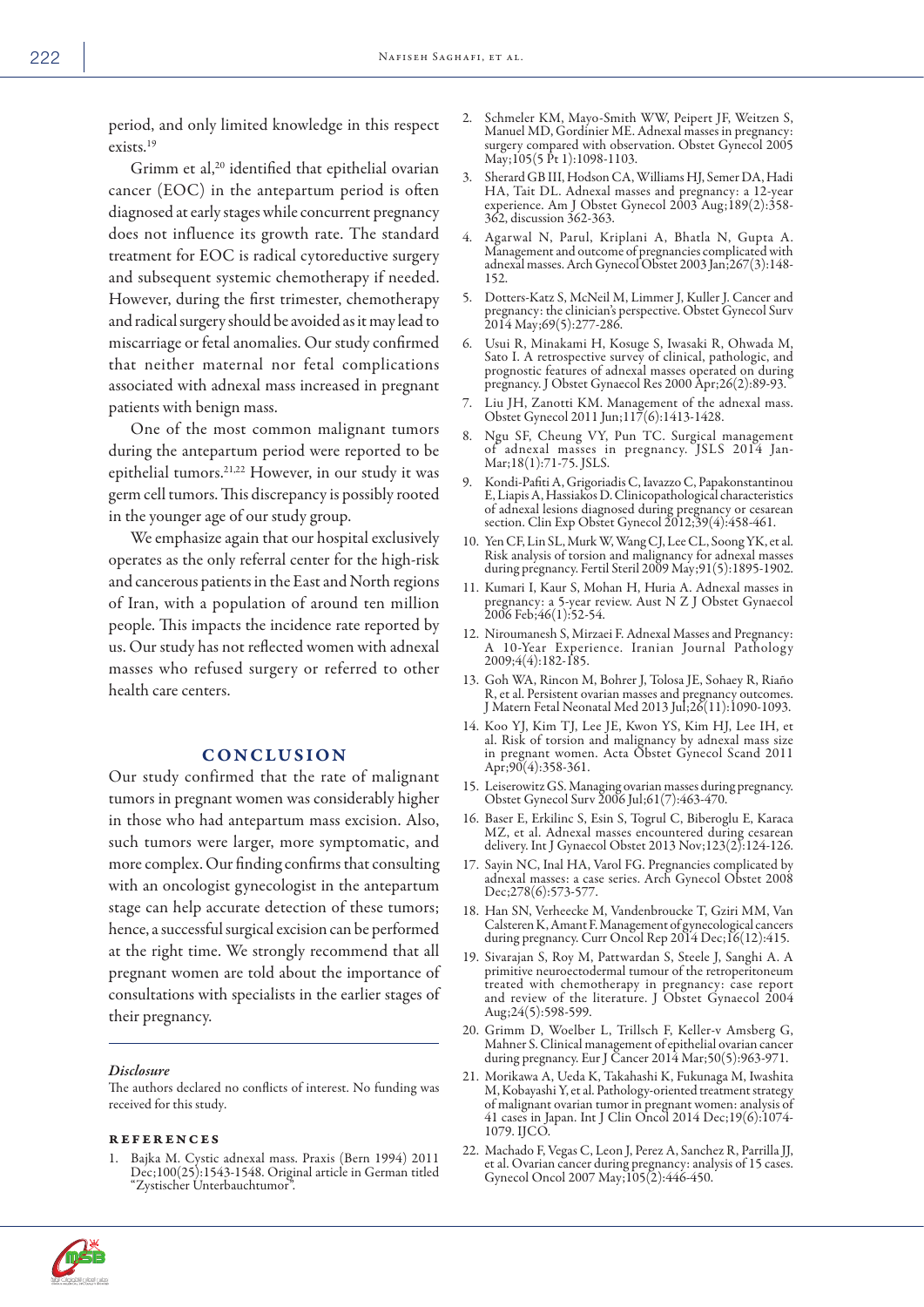period, and only limited knowledge in this respect exists.[19]

Grimm et al,[20] identified that epithelial ovarian cancer (EOC) in the antepartum period is often diagnosed at early stages while concurrent pregnancy does not influence its growth rate. The standard treatment for EOC is radical cytoreductive surgery and subsequent systemic chemotherapy if needed. However, during the first trimester, chemotherapy and radical surgery should be avoided as it may lead to miscarriage or fetal anomalies. Our study confirmed that neither maternal nor fetal complications associated with adnexal mass increased in pregnant patients with benign mass.

One of the most common malignant tumors during the antepartum period were reported to be epithelial tumors.[21,22] However, in our study it was germ cell tumors. This discrepancy is possibly rooted in the younger age of our study group.

We emphasize again that our hospital exclusively operates as the only referral center for the high-risk and cancerous patients in the East and North regions of Iran, with a population of around ten million people. This impacts the incidence rate reported by us. Our study has not reflected women with adnexal masses who refused surgery or referred to other health care centers.

## CONCLUSION

Our study confirmed that the rate of malignant tumors in pregnant women was considerably higher in those who had antepartum mass excision. Also, such tumors were larger, more symptomatic, and more complex. Our finding confirms that consulting with an oncologist gynecologist in the antepartum stage can help accurate detection of these tumors; hence, a successful surgical excision can be performed at the right time. We strongly recommend that all pregnant women are told about the importance of consultations with specialists in the earlier stages of their pregnancy.

### *Disclosure*

The authors declared no conflicts of interest. No funding was received for this study.

### REFERENCES

1. Bajka M. Cystic adnexal mass. Praxis (Bern 1994) 2011 Dec;100(25):1543-1548. Original article in German titled "Zystischer Unterbauchtumor".
2. Schmeler KM, Mayo-Smith WW, Peipert JF, Weitzen S, Manuel MD, Gordinier ME. Adnexal masses in pregnancy: surgery compared with observation. Obstet Gynecol 2005 May;105(5 Pt 1):1098-1103.
3. Sherard GB III, Hodson CA, Williams HJ, Semer DA, Hadi HA, Tait DL. Adnexal masses and pregnancy: a 12-year experience. Am J Obstet Gynecol 2003 Aug;189(2):358-362, discussion 362-363.
4. Agarwal N, Parul, Kriplani A, Bhatla N, Gupta A. Management and outcome of pregnancies complicated with adnexal masses. Arch Gynecol Obstet 2003 Jan;267(3):148-152.
5. Dotters-Katz S, McNeil M, Limmer J, Kuller J. Cancer and pregnancy: the clinician's perspective. Obstet Gynecol Surv 2014 May;69(5):277-286.
6. Usui R, Minakami H, Kosuge S, Iwasaki R, Ohwada M, Sato I. A retrospective survey of clinical, pathologic, and prognostic features of adnexal masses operated on during pregnancy. J Obstet Gynaecol Res 2000 Apr;26(2):89-93.
7. Liu JH, Zanotti KM. Management of the adnexal mass. Obstet Gynecol 2011 Jun;117(6):1413-1428.
8. Ngu SF, Cheung VY, Pun TC. Surgical management of adnexal masses in pregnancy. JSLS 2014 Jan-Mar;18(1):71-75. JSLS.
9. Kondi-Pafiti A, Grigoriadis C, Iavazzo C, Papakonstantinou E, Liapis A, Hassiakos D. Clinicopathological characteristics of adnexal lesions diagnosed during pregnancy or cesarean section. Clin Exp Obstet Gynecol 2012;39(4):458-461.
10. Yen CF, Lin SL, Murk W, Wang CJ, Lee CL, Soong YK, et al. Risk analysis of torsion and malignancy for adnexal masses during pregnancy. Fertil Steril 2009 May;91(5):1895-1902.
11. Kumari I, Kaur S, Mohan H, Huria A. Adnexal masses in pregnancy: a 5-year review. Aust N Z J Obstet Gynaecol 2006 Feb;46(1):52-54.
12. Niroumanesh S, Mirzaei F. Adnexal Masses and Pregnancy: A 10-Year Experience. Iranian Journal Pathology 2009;4(4):182-185.
13. Goh WA, Rincon M, Bohrer J, Tolosa JE, Sohaey R, Riaño R, et al. Persistent ovarian masses and pregnancy outcomes. J Matern Fetal Neonatal Med 2013 Jul;26(11):1090-1093.
14. Koo YJ, Kim TJ, Lee JE, Kwon YS, Kim HJ, Lee IH, et al. Risk of torsion and malignancy by adnexal mass size in pregnant women. Acta Obstet Gynecol Scand 2011 Apr;90(4):358-361.
15. Leiserowitz GS. Managing ovarian masses during pregnancy. Obstet Gynecol Surv 2006 Jul;61(7):463-470.
16. Baser E, Erkilinc S, Esin S, Togrul C, Biberoglu E, Karaca MZ, et al. Adnexal masses encountered during cesarean delivery. Int J Gynaecol Obstet 2013 Nov;123(2):124-126.
17. Sayin NC, Inal HA, Varol FG. Pregnancies complicated by adnexal masses: a case series. Arch Gynecol Obstet 2008 Dec;278(6):573-577.
18. Han SN, Verheecke M, Vandenbroucke T, Gziri MM, Van Calsteren K, Amant F. Management of gynecological cancers during pregnancy. Curr Oncol Rep 2014 Dec;16(12):415.
19. Sivarajan S, Roy M, Pattwardan S, Steele J, Sanghi A. A primitive neuroectodermal tumour of the retroperitoneum treated with chemotherapy in pregnancy: case report and review of the literature. J Obstet Gynaecol 2004 Aug;24(5):598-599.
20. Grimm D, Woelber L, Trillsch F, Keller-v Amsberg G, Mahner S. Clinical management of epithelial ovarian cancer during pregnancy. Eur J Cancer 2014 Mar;50(5):963-971.
21. Morikawa A, Ueda K, Takahashi K, Fukunaga M, Iwashita M, Kobayashi Y, et al. Pathology-oriented treatment strategy of malignant ovarian tumor in pregnant women: analysis of 41 cases in Japan. Int J Clin Oncol 2014 Dec;19(6):1074-1079. IJCO.
22. Machado F, Vegas C, Leon J, Perez A, Sanchez R, Parrilla JJ, et al. Ovarian cancer during pregnancy: analysis of 15 cases. Gynecol Oncol 2007 May;105(2):446-450.